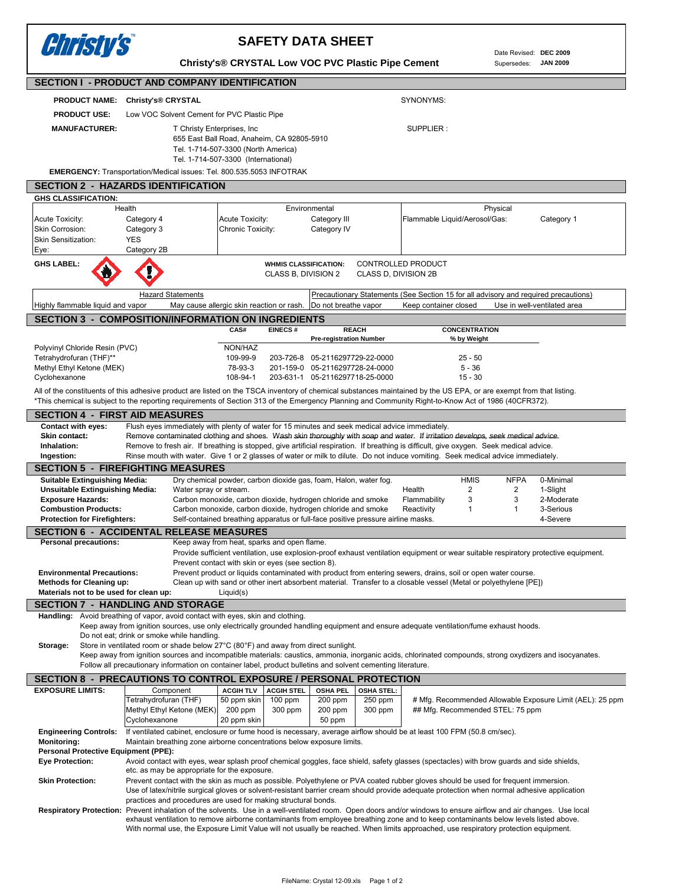# SAFETY DATA SHEET

**Christy's® CRYSTAL Low VOC PVC Plastic Pipe Cement**

Date Revised: **DEC 2009**
Supersedes: **JAN 2009**

## SECTION I - PRODUCT AND COMPANY IDENTIFICATION

**PRODUCT NAME:** **Christy's® CRYSTAL**

SYNONYMS:

**PRODUCT USE:** Low VOC Solvent Cement for PVC Plastic Pipe

**MANUFACTURER:** T Christy Enterprises, Inc
655 East Ball Road, Anaheim, CA 92805-5910
Tel. 1-714-507-3300 (North America)
Tel. 1-714-507-3300 (International)

SUPPLIER :

**EMERGENCY:** Transportation/Medical issues: Tel. 800.535.5053 INFOTRAK

## SECTION 2 - HAZARDS IDENTIFICATION

**GHS CLASSIFICATION:**

| Health | | Environmental | | Physical | |
|---|---|---|---|---|---|
| Acute Toxicity: | Category 4 | Acute Toxicity: | Category III | Flammable Liquid/Aerosol/Gas: | Category 1 |
| Skin Corrosion: | Category 3 | Chronic Toxicity: | Category IV | | |
| Skin Sensitization: | YES | | | | |
| Eye: | Category 2B | | | | |

**GHS LABEL:**

**WHMIS CLASSIFICATION:** CONTROLLED PRODUCT
CLASS B, DIVISION 2 CLASS D, DIVISION 2B

| Hazard Statements | | Precautionary Statements (See Section 15 for all advisory and required precautions) | | |
|---|---|---|---|---|
| Highly flammable liquid and vapor | May cause allergic skin reaction or rash. | Do not breathe vapor | Keep container closed | Use in well-ventilated area |

## SECTION 3 - COMPOSITION/INFORMATION ON INGREDIENTS

| | CAS# | EINECS # | REACH Pre-registration Number | CONCENTRATION % by Weight |
|---|---|---|---|---|
| Polyvinyl Chloride Resin (PVC) | NON/HAZ | | | |
| Tetrahydrofuran (THF)** | 109-99-9 | 203-726-8 | 05-2116297729-22-0000 | 25 - 50 |
| Methyl Ethyl Ketone (MEK) | 78-93-3 | 201-159-0 | 05-2116297728-24-0000 | 5 - 36 |
| Cyclohexanone | 108-94-1 | 203-631-1 | 05-2116297718-25-0000 | 15 - 30 |

All of the constituents of this adhesive product are listed on the TSCA inventory of chemical substances maintained by the US EPA, or are exempt from that listing.
*This chemical is subject to the reporting requirements of Section 313 of the Emergency Planning and Community Right-to-Know Act of 1986 (40CFR372).

## SECTION 4 - FIRST AID MEASURES

**Contact with eyes:** Flush eyes immediately with plenty of water for 15 minutes and seek medical advice immediately.
**Skin contact:** Remove contaminated clothing and shoes. Wash skin thoroughly with soap and water. If irritation develops, seek medical advice.
**Inhalation:** Remove to fresh air. If breathing is stopped, give artificial respiration. If breathing is difficult, give oxygen. Seek medical advice.
**Ingestion:** Rinse mouth with water. Give 1 or 2 glasses of water or milk to dilute. Do not induce vomiting. Seek medical advice immediately.

## SECTION 5 - FIREFIGHTING MEASURES

**Suitable Extinguishing Media:** Dry chemical powder, carbon dioxide gas, foam, Halon, water fog.
**Unsuitable Extinguishing Media:** Water spray or stream.
**Exposure Hazards:** Carbon monoxide, carbon dioxide, hydrogen chloride and smoke
**Combustion Products:** Carbon monoxide, carbon dioxide, hydrogen chloride and smoke
**Protection for Firefighters:** Self-contained breathing apparatus or full-face positive pressure airline masks.

| | HMIS | NFPA | |
|---|---|---|---|
| | | | 0-Minimal |
| Health | 2 | 2 | 1-Slight |
| Flammability | 3 | 3 | 2-Moderate |
| Reactivity | 1 | 1 | 3-Serious |
| | | | 4-Severe |

## SECTION 6 - ACCIDENTAL RELEASE MEASURES

**Personal precautions:** Keep away from heat, sparks and open flame.
Provide sufficient ventilation, use explosion-proof exhaust ventilation equipment or wear suitable respiratory protective equipment.
Prevent contact with skin or eyes (see section 8).
**Environmental Precautions:** Prevent product or liquids contaminated with product from entering sewers, drains, soil or open water course.
**Methods for Cleaning up:** Clean up with sand or other inert absorbent material. Transfer to a closable vessel (Metal or polyethylene [PE])
**Materials not to be used for clean up:** Liquid(s)

## SECTION 7 - HANDLING AND STORAGE

**Handling:** Avoid breathing of vapor, avoid contact with eyes, skin and clothing.
Keep away from ignition sources, use only electrically grounded handling equipment and ensure adequate ventilation/fume exhaust hoods.
Do not eat; drink or smoke while handling.
**Storage:** Store in ventilated room or shade below 27°C (80°F) and away from direct sunlight.
Keep away from ignition sources and incompatible materials: caustics, ammonia, inorganic acids, chlorinated compounds, strong oxydizers and isocyanates.
Follow all precautionary information on container label, product bulletins and solvent cementing literature.

## SECTION 8 - PRECAUTIONS TO CONTROL EXPOSURE / PERSONAL PROTECTION

**EXPOSURE LIMITS:**

| Component | ACGIH TLV | ACGIH STEL | OSHA PEL | OSHA STEL: |
|---|---|---|---|---|
| Tetrahydrofuran (THF) | 50 ppm skin | 100 ppm | 200 ppm | 250 ppm |
| Methyl Ethyl Ketone (MEK) | 200 ppm | 300 ppm | 200 ppm | 300 ppm |
| Cyclohexanone | 20 ppm skin | | 50 ppm | |

# Mfg. Recommended Allowable Exposure Limit (AEL): 25 ppm
## Mfg. Recommended STEL: 75 ppm

**Engineering Controls:** If ventilated cabinet, enclosure or fume hood is necessary, average airflow should be at least 100 FPM (50.8 cm/sec).
**Monitoring:** Maintain breathing zone airborne concentrations below exposure limits.
**Personal Protective Equipment (PPE):**
**Eye Protection:** Avoid contact with eyes, wear splash proof chemical goggles, face shield, safety glasses (spectacles) with brow guards and side shields, etc. as may be appropriate for the exposure.
**Skin Protection:** Prevent contact with the skin as much as possible. Polyethylene or PVA coated rubber gloves should be used for frequent immersion.
Use of latex/nitrile surgical gloves or solvent-resistant barrier cream should provide adequate protection when normal adhesive application practices and procedures are used for making structural bonds.
**Respiratory Protection:** Prevent inhalation of the solvents. Use in a well-ventilated room. Open doors and/or windows to ensure airflow and air changes. Use local exhaust ventilation to remove airborne contaminants from employee breathing zone and to keep contaminants below levels listed above.
With normal use, the Exposure Limit Value will not usually be reached. When limits approached, use respiratory protection equipment.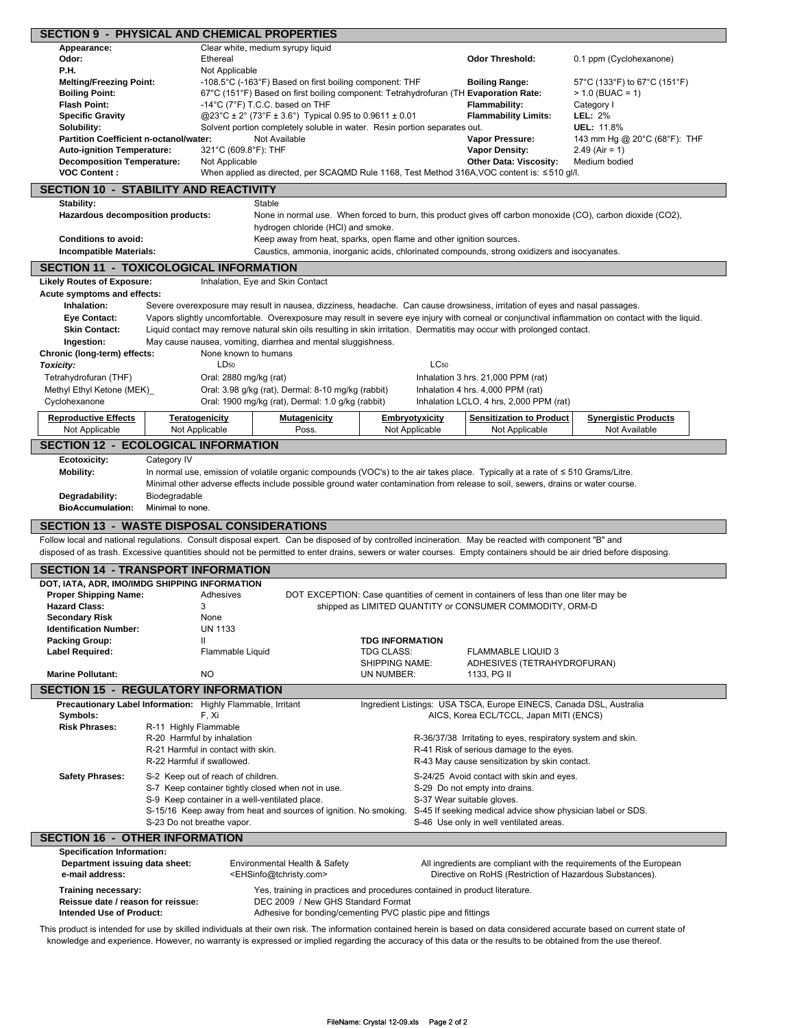## SECTION 9 - PHYSICAL AND CHEMICAL PROPERTIES

| | | | |
|---|---|---|---|
| **Appearance:** | Clear white, medium syrupy liquid | | |
| **Odor:** | Ethereal | **Odor Threshold:** | 0.1 ppm (Cyclohexanone) |
| **P.H.** | Not Applicable | | |
| **Melting/Freezing Point:** | -108.5°C (-163°F) Based on first boiling component: THF | **Boiling Range:** | 57°C (133°F) to 67°C (151°F) |
| **Boiling Point:** | 67°C (151°F) Based on first boiling component: Tetrahydrofuran (TH | **Evaporation Rate:** | > 1.0 (BUAC = 1) |
| **Flash Point:** | -14°C (7°F) T.C.C. based on THF | **Flammability:** | Category I |
| **Specific Gravity** | @23°C ± 2° (73°F ± 3.6°) Typical 0.95 to 0.9611 ± 0.01 | **Flammability Limits:** | **LEL:** 2% |
| **Solubility:** | Solvent portion completely soluble in water. Resin portion separates out. | | **UEL:** 11.8% |
| **Partition Coefficient n-octanol/water:** | Not Available | **Vapor Pressure:** | 143 mm Hg @ 20°C (68°F): THF |
| **Auto-ignition Temperature:** | 321°C (609.8°F): THF | **Vapor Density:** | 2.49 (Air = 1) |
| **Decomposition Temperature:** | Not Applicable | **Other Data: Viscosity:** | Medium bodied |
| **VOC Content :** | When applied as directed, per SCAQMD Rule 1168, Test Method 316A,VOC content is: ≤510 g/l. | | |

## SECTION 10 - STABILITY AND REACTIVITY

**Stability:** Stable

**Hazardous decomposition products:** None in normal use. When forced to burn, this product gives off carbon monoxide (CO), carbon dioxide ($CO_2$), hydrogen chloride (HCl) and smoke.

**Conditions to avoid:** Keep away from heat, sparks, open flame and other ignition sources.

**Incompatible Materials:** Caustics, ammonia, inorganic acids, chlorinated compounds, strong oxidizers and isocyanates.

## SECTION 11 - TOXICOLOGICAL INFORMATION

**Likely Routes of Exposure:** Inhalation, Eye and Skin Contact

**Acute symptoms and effects:**

- **Inhalation:** Severe overexposure may result in nausea, dizziness, headache. Can cause drowsiness, irritation of eyes and nasal passages.
- **Eye Contact:** Vapors slightly uncomfortable. Overexposure may result in severe eye injury with corneal or conjunctival inflammation on contact with the liquid.
- **Skin Contact:** Liquid contact may remove natural skin oils resulting in skin irritation. Dermatitis may occur with prolonged contact.
- **Ingestion:** May cause nausea, vomiting, diarrhea and mental sluggishness.

**Chronic (long-term) effects:** None known to humans

| *Toxicity:* | $LD_{50}$ | $LC_{50}$ |
|---|---|---|
| Tetrahydrofuran (THF) | Oral: 2880 mg/kg (rat) | Inhalation 3 hrs. 21,000 PPM (rat) |
| Methyl Ethyl Ketone (MEK)_ | Oral: 3.98 g/kg (rat), Dermal: 8-10 mg/kg (rabbit) | Inhalation 4 hrs. 4,000 PPM (rat) |
| Cyclohexanone | Oral: 1900 mg/kg (rat), Dermal: 1.0 g/kg (rabbit) | Inhalation LCLO, 4 hrs, 2,000 PPM (rat) |

| Reproductive Effects | Teratogenicity | Mutagenicity | Embryotoxicity | Sensitization to Product | Synergistic Products |
|---|---|---|---|---|---|
| Not Applicable | Not Applicable | Poss. | Not Applicable | Not Applicable | Not Available |

## SECTION 12 - ECOLOGICAL INFORMATION

**Ecotoxicity:** Category IV

**Mobility:** In normal use, emission of volatile organic compounds (VOC's) to the air takes place. Typically at a rate of ≤ 510 Grams/Litre. Minimal other adverse effects include possible ground water contamination from release to soil, sewers, drains or water course.

**Degradability:** Biodegradable

**BioAccumulation:** Minimal to none.

## SECTION 13 - WASTE DISPOSAL CONSIDERATIONS

Follow local and national regulations. Consult disposal expert. Can be disposed of by controlled incineration. May be reacted with component "B" and disposed of as trash. Excessive quantities should not be permitted to enter drains, sewers or water courses. Empty containers should be air dried before disposing.

## SECTION 14 - TRANSPORT INFORMATION

**DOT, IATA, ADR, IMO/IMDG SHIPPING INFORMATION**

**Proper Shipping Name:** Adhesives

DOT EXCEPTION: Case quantities of cement in containers of less than one liter may be shipped as LIMITED QUANTITY or CONSUMER COMMODITY, ORM-D

**Hazard Class:** 3

**Secondary Risk** None

**Identification Number:** UN 1133

**Packing Group:** II

**Label Required:** Flammable Liquid

**Marine Pollutant:** NO

**TDG INFORMATION**

- TDG CLASS: FLAMMABLE LIQUID 3
- SHIPPING NAME: ADHESIVES (TETRAHYDROFURAN)
- UN NUMBER: 1133, PG II

## SECTION 15 - REGULATORY INFORMATION

**Precautionary Label Information:** Highly Flammable, Irritant

Ingredient Listings: USA TSCA, Europe EINECS, Canada DSL, Australia AICS, Korea ECL/TCCL, Japan MITI (ENCS)

**Symbols:** F, Xi

**Risk Phrases:**
- R-11 Highly Flammable
- R-20 Harmful by inhalation
- R-21 Harmful in contact with skin.
- R-22 Harmful if swallowed.
- R-36/37/38 Irritating to eyes, respiratory system and skin.
- R-41 Risk of serious damage to the eyes.
- R-43 May cause sensitization by skin contact.

**Safety Phrases:**
- S-2 Keep out of reach of children.
- S-7 Keep container tightly closed when not in use.
- S-9 Keep container in a well-ventilated place.
- S-15/16 Keep away from heat and sources of ignition. No smoking.
- S-23 Do not breathe vapor.
- S-24/25 Avoid contact with skin and eyes.
- S-29 Do not empty into drains.
- S-37 Wear suitable gloves.
- S-45 If seeking medical advice show physician label or SDS.
- S-46 Use only in well ventilated areas.

## SECTION 16 - OTHER INFORMATION

**Specification Information:**

**Department issuing data sheet:** Environmental Health & Safety

**e-mail address:** <EHSinfo@tchristy.com>

All ingredients are compliant with the requirements of the European Directive on RoHS (Restriction of Hazardous Substances).

**Training necessary:** Yes, training in practices and procedures contained in product literature.

**Reissue date / reason for reissue:** DEC 2009 / New GHS Standard Format

**Intended Use of Product:** Adhesive for bonding/cementing PVC plastic pipe and fittings

This product is intended for use by skilled individuals at their own risk. The information contained herein is based on data considered accurate based on current state of knowledge and experience. However, no warranty is expressed or implied regarding the accuracy of this data or the results to be obtained from the use thereof.

FileName: Crystal 12-09.xls